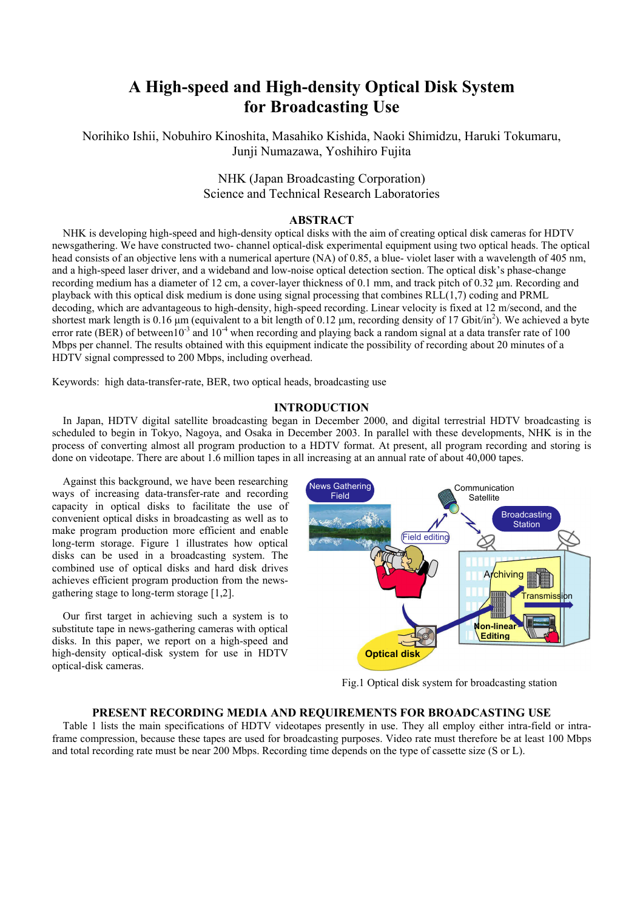# A High-speed and High-density Optical Disk System for Broadcasting Use

Norihiko Ishii, Nobuhiro Kinoshita, Masahiko Kishida, Naoki Shimidzu, Haruki Tokumaru, Junji Numazawa, Yoshihiro Fujita

NHK (Japan Broadcasting Corporation)
Science and Technical Research Laboratories

## ABSTRACT

NHK is developing high-speed and high-density optical disks with the aim of creating optical disk cameras for HDTV newsgathering. We have constructed two- channel optical-disk experimental equipment using two optical heads. The optical head consists of an objective lens with a numerical aperture (NA) of 0.85, a blue- violet laser with a wavelength of 405 nm, and a high-speed laser driver, and a wideband and low-noise optical detection section. The optical disk's phase-change recording medium has a diameter of 12 cm, a cover-layer thickness of 0.1 mm, and track pitch of 0.32 µm. Recording and playback with this optical disk medium is done using signal processing that combines RLL(1,7) coding and PRML decoding, which are advantageous to high-density, high-speed recording. Linear velocity is fixed at 12 m/second, and the shortest mark length is 0.16 µm (equivalent to a bit length of 0.12 µm, recording density of 17 Gbit/in$^2$). We achieved a byte error rate (BER) of between$10^{-3}$ and $10^{-4}$ when recording and playing back a random signal at a data transfer rate of 100 Mbps per channel. The results obtained with this equipment indicate the possibility of recording about 20 minutes of a HDTV signal compressed to 200 Mbps, including overhead.

Keywords: high data-transfer-rate, BER, two optical heads, broadcasting use

## INTRODUCTION

In Japan, HDTV digital satellite broadcasting began in December 2000, and digital terrestrial HDTV broadcasting is scheduled to begin in Tokyo, Nagoya, and Osaka in December 2003. In parallel with these developments, NHK is in the process of converting almost all program production to a HDTV format. At present, all program recording and storing is done on videotape. There are about 1.6 million tapes in all increasing at an annual rate of about 40,000 tapes.

Against this background, we have been researching ways of increasing data-transfer-rate and recording capacity in optical disks to facilitate the use of convenient optical disks in broadcasting as well as to make program production more efficient and enable long-term storage. Figure 1 illustrates how optical disks can be used in a broadcasting system. The combined use of optical disks and hard disk drives achieves efficient program production from the news-gathering stage to long-term storage [1,2].

Our first target in achieving such a system is to substitute tape in news-gathering cameras with optical disks. In this paper, we report on a high-speed and high-density optical-disk system for use in HDTV optical-disk cameras.

Fig.1 Optical disk system for broadcasting station

## PRESENT RECORDING MEDIA AND REQUIREMENTS FOR BROADCASTING USE

Table 1 lists the main specifications of HDTV videotapes presently in use. They all employ either intra-field or intra-frame compression, because these tapes are used for broadcasting purposes. Video rate must therefore be at least 100 Mbps and total recording rate must be near 200 Mbps. Recording time depends on the type of cassette size (S or L).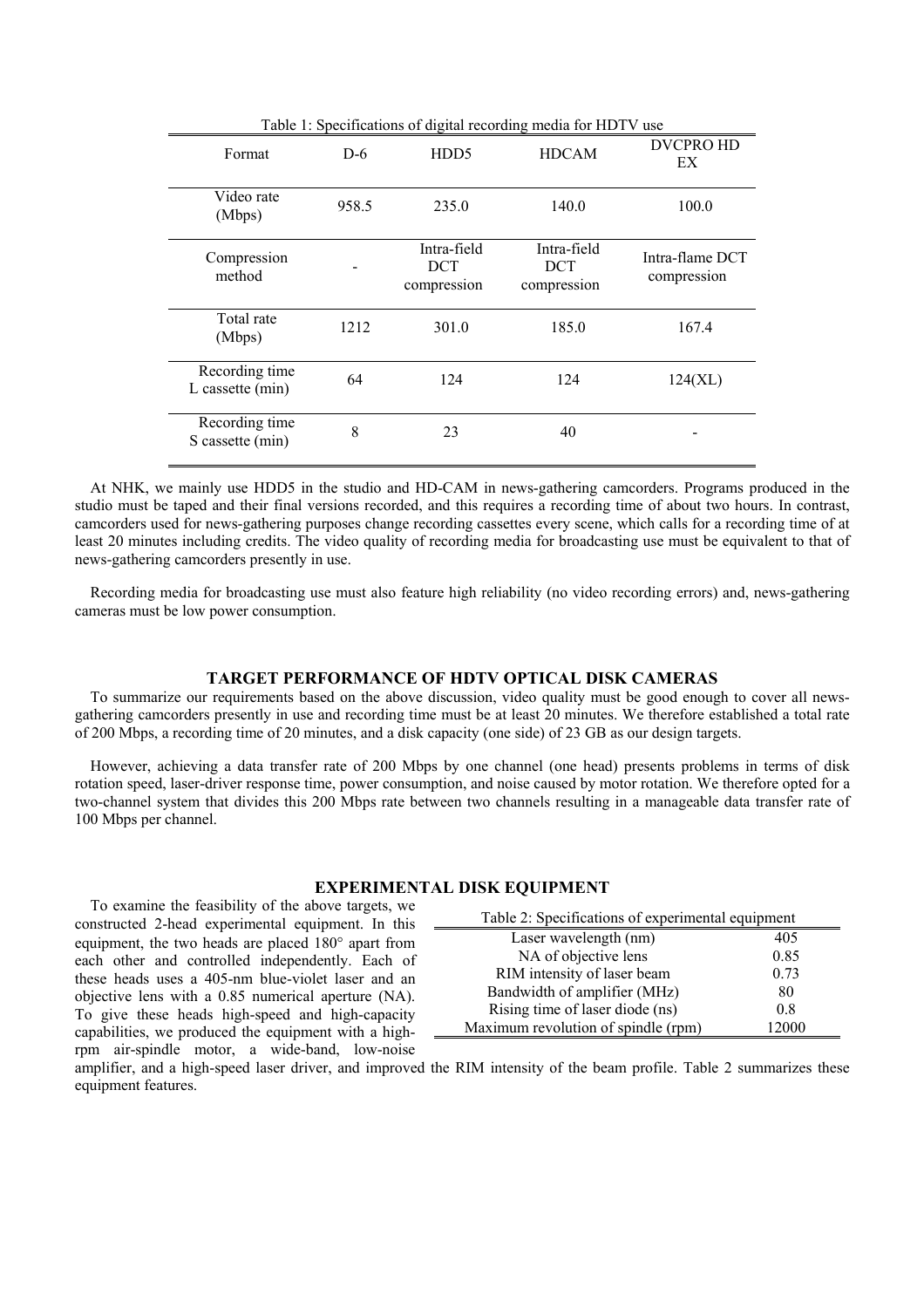Table 1: Specifications of digital recording media for HDTV use

| Format | D-6 | HDD5 | HDCAM | DVCPRO HD EX |
|---|---|---|---|---|
| Video rate (Mbps) | 958.5 | 235.0 | 140.0 | 100.0 |
| Compression method | - | Intra-field DCT compression | Intra-field DCT compression | Intra-flame DCT compression |
| Total rate (Mbps) | 1212 | 301.0 | 185.0 | 167.4 |
| Recording time L cassette (min) | 64 | 124 | 124 | 124(XL) |
| Recording time S cassette (min) | 8 | 23 | 40 | - |

At NHK, we mainly use HDD5 in the studio and HD-CAM in news-gathering camcorders. Programs produced in the studio must be taped and their final versions recorded, and this requires a recording time of about two hours. In contrast, camcorders used for news-gathering purposes change recording cassettes every scene, which calls for a recording time of at least 20 minutes including credits. The video quality of recording media for broadcasting use must be equivalent to that of news-gathering camcorders presently in use.

Recording media for broadcasting use must also feature high reliability (no video recording errors) and, news-gathering cameras must be low power consumption.

## TARGET PERFORMANCE OF HDTV OPTICAL DISK CAMERAS

To summarize our requirements based on the above discussion, video quality must be good enough to cover all news-gathering camcorders presently in use and recording time must be at least 20 minutes. We therefore established a total rate of 200 Mbps, a recording time of 20 minutes, and a disk capacity (one side) of 23 GB as our design targets.

However, achieving a data transfer rate of 200 Mbps by one channel (one head) presents problems in terms of disk rotation speed, laser-driver response time, power consumption, and noise caused by motor rotation. We therefore opted for a two-channel system that divides this 200 Mbps rate between two channels resulting in a manageable data transfer rate of 100 Mbps per channel.

## EXPERIMENTAL DISK EQUIPMENT

To examine the feasibility of the above targets, we constructed 2-head experimental equipment. In this equipment, the two heads are placed 180° apart from each other and controlled independently. Each of these heads uses a 405-nm blue-violet laser and an objective lens with a 0.85 numerical aperture (NA). To give these heads high-speed and high-capacity capabilities, we produced the equipment with a high-rpm air-spindle motor, a wide-band, low-noise amplifier, and a high-speed laser driver, and improved the RIM intensity of the beam profile. Table 2 summarizes these equipment features.

Table 2: Specifications of experimental equipment

| | |
|---|---|
| Laser wavelength (nm) | 405 |
| NA of objective lens | 0.85 |
| RIM intensity of laser beam | 0.73 |
| Bandwidth of amplifier (MHz) | 80 |
| Rising time of laser diode (ns) | 0.8 |
| Maximum revolution of spindle (rpm) | 12000 |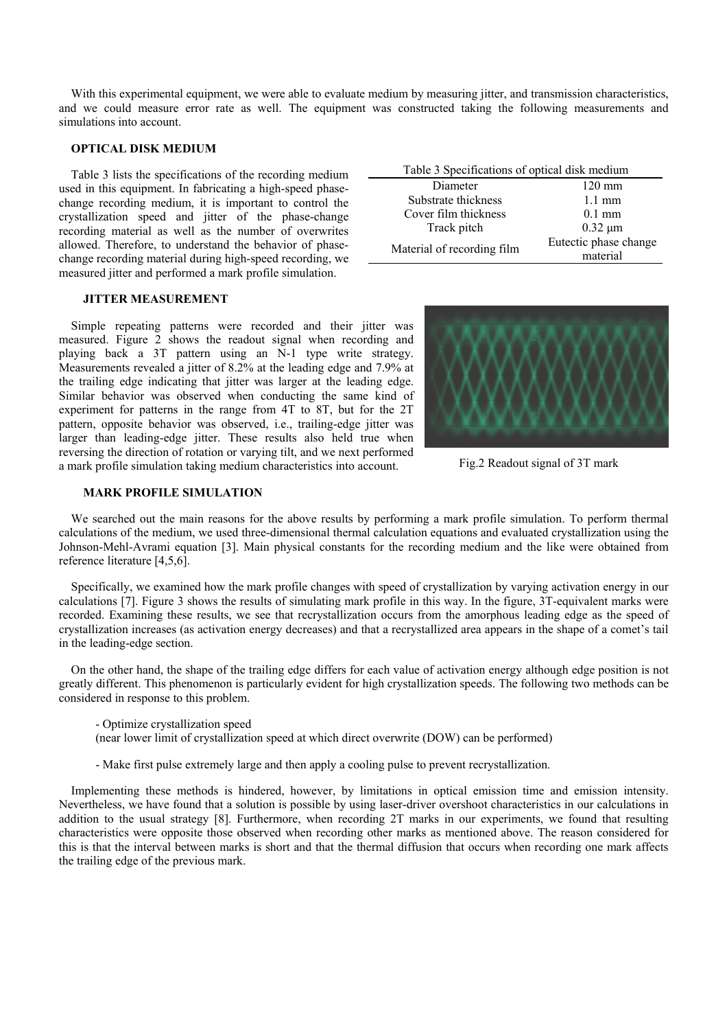With this experimental equipment, we were able to evaluate medium by measuring jitter, and transmission characteristics, and we could measure error rate as well. The equipment was constructed taking the following measurements and simulations into account.

## OPTICAL DISK MEDIUM

Table 3 lists the specifications of the recording medium used in this equipment. In fabricating a high-speed phase-change recording medium, it is important to control the crystallization speed and jitter of the phase-change recording material as well as the number of overwrites allowed. Therefore, to understand the behavior of phase-change recording material during high-speed recording, we measured jitter and performed a mark profile simulation.

Table 3 Specifications of optical disk medium

| | |
|---|---|
| Diameter | 120 mm |
| Substrate thickness | 1.1 mm |
| Cover film thickness | 0.1 mm |
| Track pitch | 0.32 μm |
| Material of recording film | Eutectic phase change material |

### JITTER MEASUREMENT

Simple repeating patterns were recorded and their jitter was measured. Figure 2 shows the readout signal when recording and playing back a 3T pattern using an N-1 type write strategy. Measurements revealed a jitter of 8.2% at the leading edge and 7.9% at the trailing edge indicating that jitter was larger at the leading edge. Similar behavior was observed when conducting the same kind of experiment for patterns in the range from 4T to 8T, but for the 2T pattern, opposite behavior was observed, i.e., trailing-edge jitter was larger than leading-edge jitter. These results also held true when reversing the direction of rotation or varying tilt, and we next performed a mark profile simulation taking medium characteristics into account.

Fig.2 Readout signal of 3T mark

### MARK PROFILE SIMULATION

We searched out the main reasons for the above results by performing a mark profile simulation. To perform thermal calculations of the medium, we used three-dimensional thermal calculation equations and evaluated crystallization using the Johnson-Mehl-Avrami equation [3]. Main physical constants for the recording medium and the like were obtained from reference literature [4,5,6].

Specifically, we examined how the mark profile changes with speed of crystallization by varying activation energy in our calculations [7]. Figure 3 shows the results of simulating mark profile in this way. In the figure, 3T-equivalent marks were recorded. Examining these results, we see that recrystallization occurs from the amorphous leading edge as the speed of crystallization increases (as activation energy decreases) and that a recrystallized area appears in the shape of a comet's tail in the leading-edge section.

On the other hand, the shape of the trailing edge differs for each value of activation energy although edge position is not greatly different. This phenomenon is particularly evident for high crystallization speeds. The following two methods can be considered in response to this problem.

- Optimize crystallization speed
  (near lower limit of crystallization speed at which direct overwrite (DOW) can be performed)

- Make first pulse extremely large and then apply a cooling pulse to prevent recrystallization.

Implementing these methods is hindered, however, by limitations in optical emission time and emission intensity. Nevertheless, we have found that a solution is possible by using laser-driver overshoot characteristics in our calculations in addition to the usual strategy [8]. Furthermore, when recording 2T marks in our experiments, we found that resulting characteristics were opposite those observed when recording other marks as mentioned above. The reason considered for this is that the interval between marks is short and that the thermal diffusion that occurs when recording one mark affects the trailing edge of the previous mark.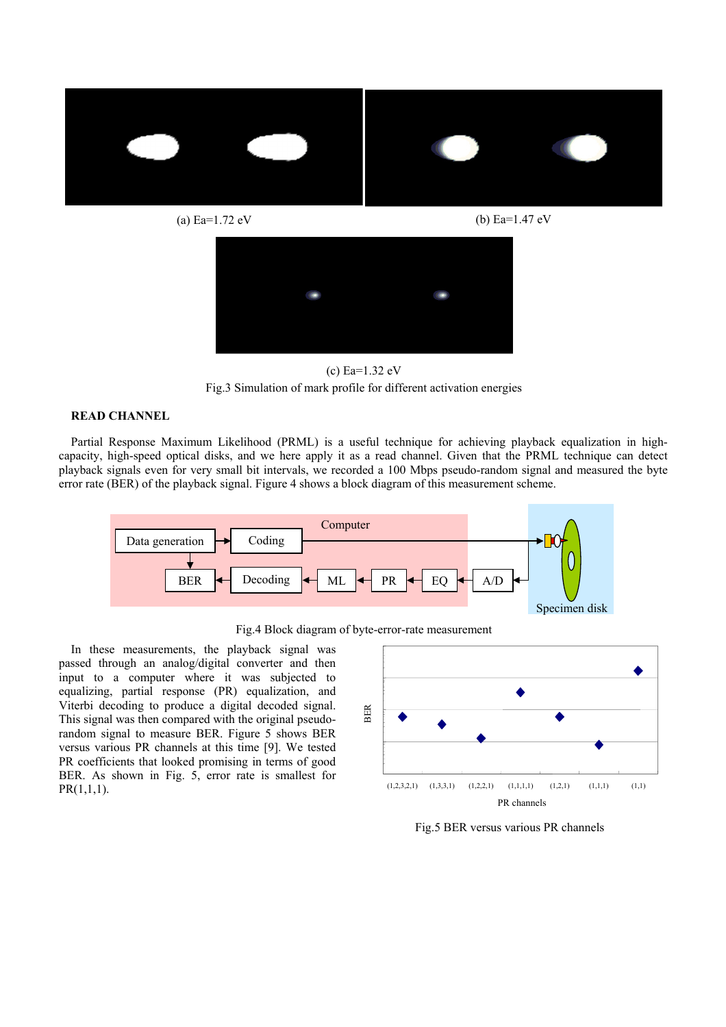(a) Ea=1.72 eV

(b) Ea=1.47 eV

(c) Ea=1.32 eV

Fig.3 Simulation of mark profile for different activation energies

## READ CHANNEL

Partial Response Maximum Likelihood (PRML) is a useful technique for achieving playback equalization in high-capacity, high-speed optical disks, and we here apply it as a read channel. Given that the PRML technique can detect playback signals even for very small bit intervals, we recorded a 100 Mbps pseudo-random signal and measured the byte error rate (BER) of the playback signal. Figure 4 shows a block diagram of this measurement scheme.

Fig.4 Block diagram of byte-error-rate measurement

In these measurements, the playback signal was passed through an analog/digital converter and then input to a computer where it was subjected to equalizing, partial response (PR) equalization, and Viterbi decoding to produce a digital decoded signal. This signal was then compared with the original pseudo-random signal to measure BER. Figure 5 shows BER versus various PR channels at this time [9]. We tested PR coefficients that looked promising in terms of good BER. As shown in Fig. 5, error rate is smallest for PR(1,1,1).

Fig.5 BER versus various PR channels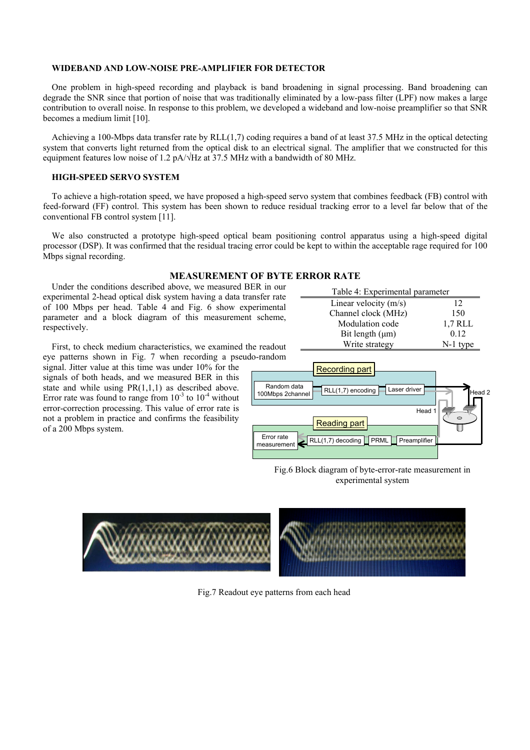### WIDEBAND AND LOW-NOISE PRE-AMPLIFIER FOR DETECTOR

One problem in high-speed recording and playback is band broadening in signal processing. Band broadening can degrade the SNR since that portion of noise that was traditionally eliminated by a low-pass filter (LPF) now makes a large contribution to overall noise. In response to this problem, we developed a wideband and low-noise preamplifier so that SNR becomes a medium limit [10].

Achieving a 100-Mbps data transfer rate by RLL(1,7) coding requires a band of at least 37.5 MHz in the optical detecting system that converts light returned from the optical disk to an electrical signal. The amplifier that we constructed for this equipment features low noise of 1.2 pA/√Hz at 37.5 MHz with a bandwidth of 80 MHz.

### HIGH-SPEED SERVO SYSTEM

To achieve a high-rotation speed, we have proposed a high-speed servo system that combines feedback (FB) control with feed-forward (FF) control. This system has been shown to reduce residual tracking error to a level far below that of the conventional FB control system [11].

We also constructed a prototype high-speed optical beam positioning control apparatus using a high-speed digital processor (DSP). It was confirmed that the residual tracing error could be kept to within the acceptable rage required for 100 Mbps signal recording.

## MEASUREMENT OF BYTE ERROR RATE

Under the conditions described above, we measured BER in our experimental 2-head optical disk system having a data transfer rate of 100 Mbps per head. Table 4 and Fig. 6 show experimental parameter and a block diagram of this measurement scheme, respectively.

Table 4: Experimental parameter

| Parameter | Value |
|---|---|
| Linear velocity (m/s) | 12 |
| Channel clock (MHz) | 150 |
| Modulation code | 1,7 RLL |
| Bit length (μm) | 0.12 |
| Write strategy | N-1 type |

First, to check medium characteristics, we examined the readout eye patterns shown in Fig. 7 when recording a pseudo-random signal. Jitter value at this time was under 10% for the signals of both heads, and we measured BER in this state and while using PR(1,1,1) as described above. Error rate was found to range from $10^{-3}$ to $10^{-4}$ without error-correction processing. This value of error rate is not a problem in practice and confirms the feasibility of a 200 Mbps system.

Fig.6 Block diagram of byte-error-rate measurement in experimental system

Fig.7 Readout eye patterns from each head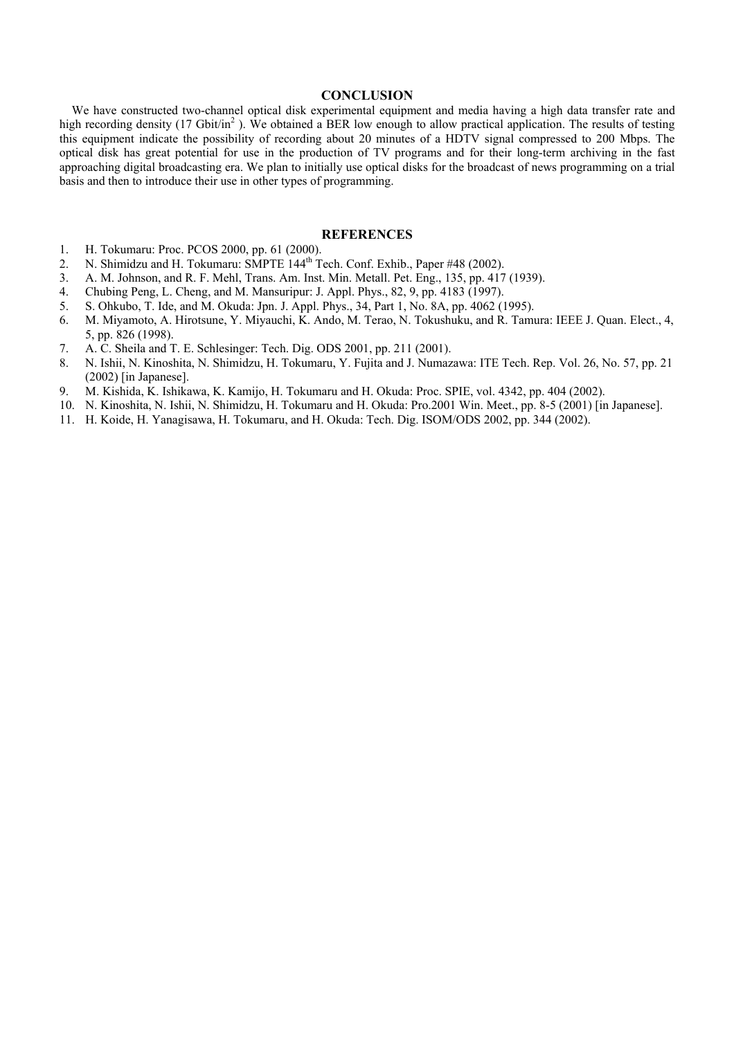## CONCLUSION

We have constructed two-channel optical disk experimental equipment and media having a high data transfer rate and high recording density (17 Gbit/in$^2$ ). We obtained a BER low enough to allow practical application. The results of testing this equipment indicate the possibility of recording about 20 minutes of a HDTV signal compressed to 200 Mbps. The optical disk has great potential for use in the production of TV programs and for their long-term archiving in the fast approaching digital broadcasting era. We plan to initially use optical disks for the broadcast of news programming on a trial basis and then to introduce their use in other types of programming.

## REFERENCES

1. H. Tokumaru: Proc. PCOS 2000, pp. 61 (2000).
2. N. Shimidzu and H. Tokumaru: SMPTE 144$^{th}$ Tech. Conf. Exhib., Paper #48 (2002).
3. A. M. Johnson, and R. F. Mehl, Trans. Am. Inst. Min. Metall. Pet. Eng., 135, pp. 417 (1939).
4. Chubing Peng, L. Cheng, and M. Mansuripur: J. Appl. Phys., 82, 9, pp. 4183 (1997).
5. S. Ohkubo, T. Ide, and M. Okuda: Jpn. J. Appl. Phys., 34, Part 1, No. 8A, pp. 4062 (1995).
6. M. Miyamoto, A. Hirotsune, Y. Miyauchi, K. Ando, M. Terao, N. Tokushuku, and R. Tamura: IEEE J. Quan. Elect., 4, 5, pp. 826 (1998).
7. A. C. Sheila and T. E. Schlesinger: Tech. Dig. ODS 2001, pp. 211 (2001).
8. N. Ishii, N. Kinoshita, N. Shimidzu, H. Tokumaru, Y. Fujita and J. Numazawa: ITE Tech. Rep. Vol. 26, No. 57, pp. 21 (2002) [in Japanese].
9. M. Kishida, K. Ishikawa, K. Kamijo, H. Tokumaru and H. Okuda: Proc. SPIE, vol. 4342, pp. 404 (2002).
10. N. Kinoshita, N. Ishii, N. Shimidzu, H. Tokumaru and H. Okuda: Pro.2001 Win. Meet., pp. 8-5 (2001) [in Japanese].
11. H. Koide, H. Yanagisawa, H. Tokumaru, and H. Okuda: Tech. Dig. ISOM/ODS 2002, pp. 344 (2002).